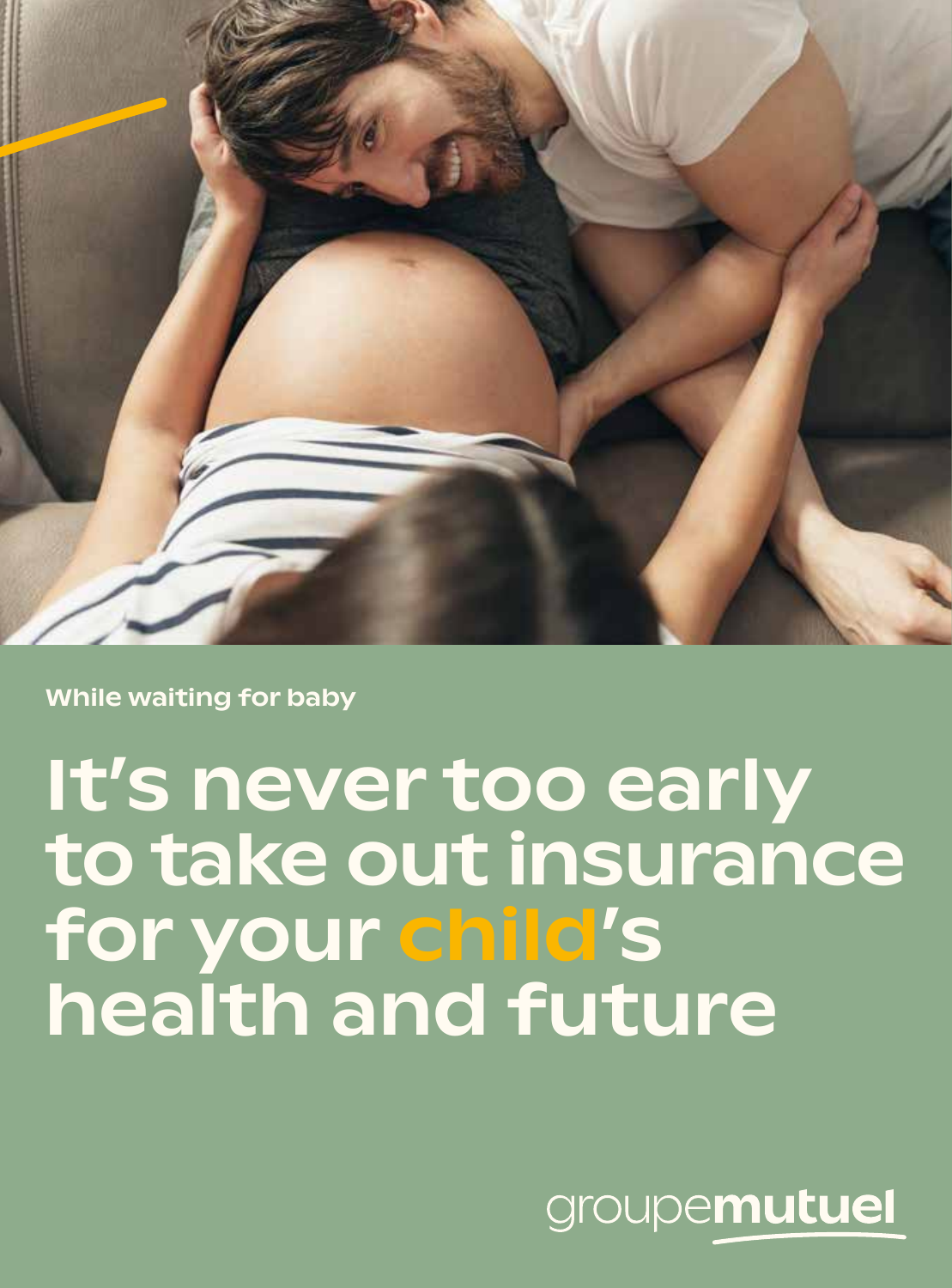While waiting for baby

# It's never too early to take out insurance for your child's health and future

groupemutuel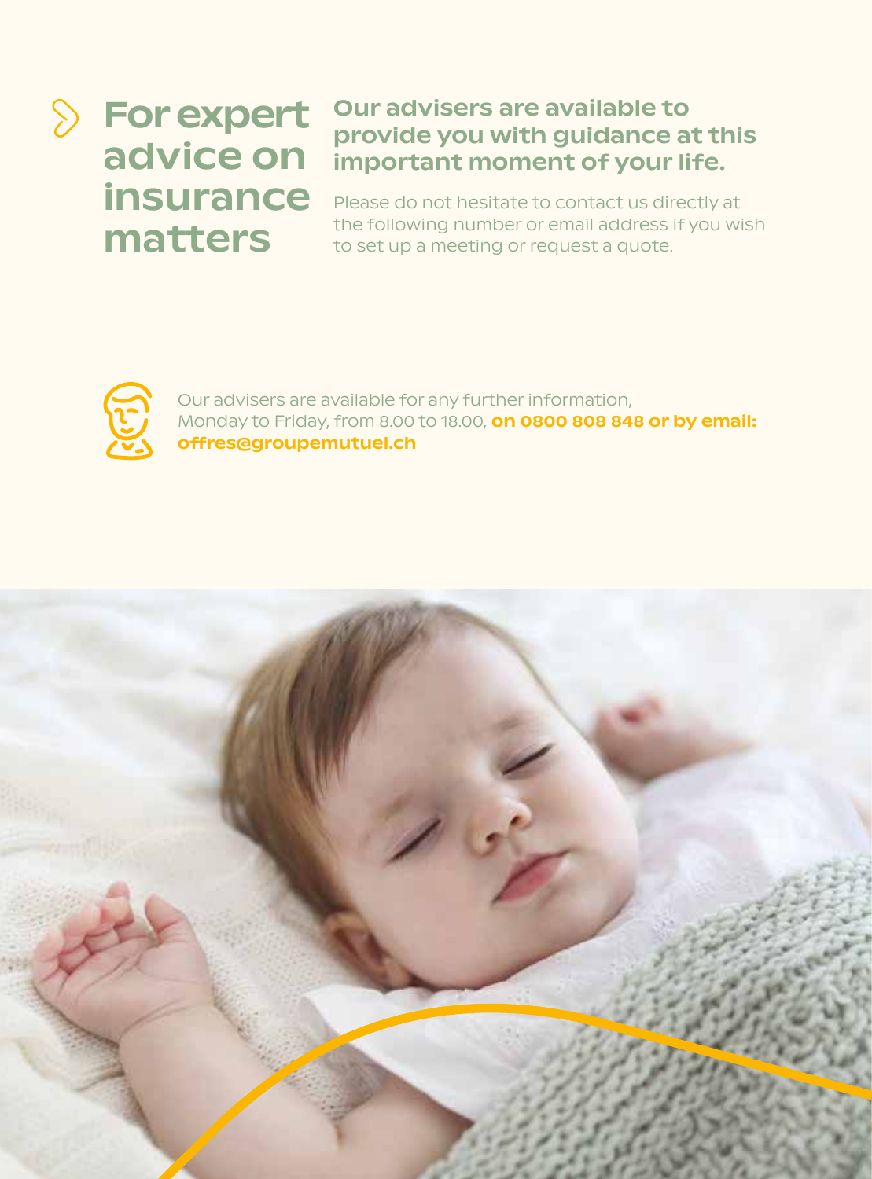# For expert advice on insurance matters

**Our advisers are available to provide you with guidance at this important moment of your life.**

Please do not hesitate to contact us directly at the following number or email address if you wish to set up a meeting or request a quote.

Our advisers are available for any further information, Monday to Friday, from 8.00 to 18.00, **on 0800 808 848 or by email: offres@groupemutuel.ch**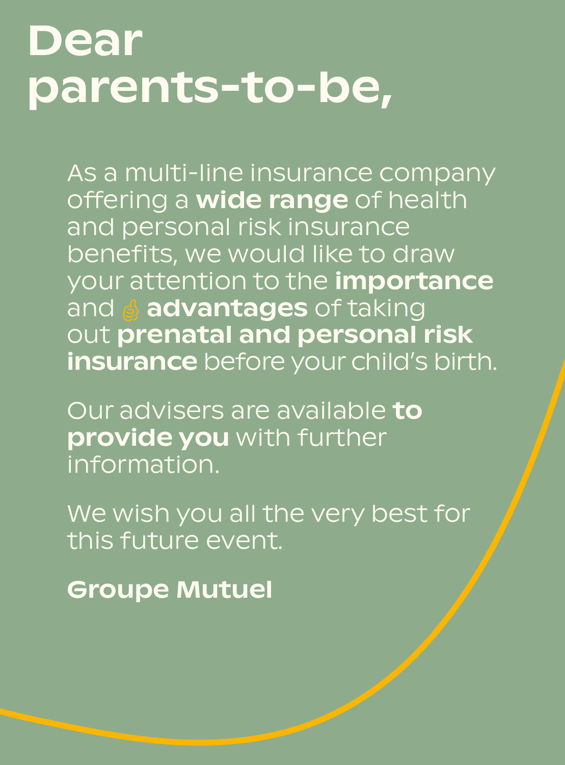# Dear parents-to-be,

As a multi-line insurance company offering a **wide range** of health and personal risk insurance benefits, we would like to draw your attention to the **importance** and 👍 **advantages** of taking out **prenatal and personal risk insurance** before your child's birth.

Our advisers are available **to provide you** with further information.

We wish you all the very best for this future event.

**Groupe Mutuel**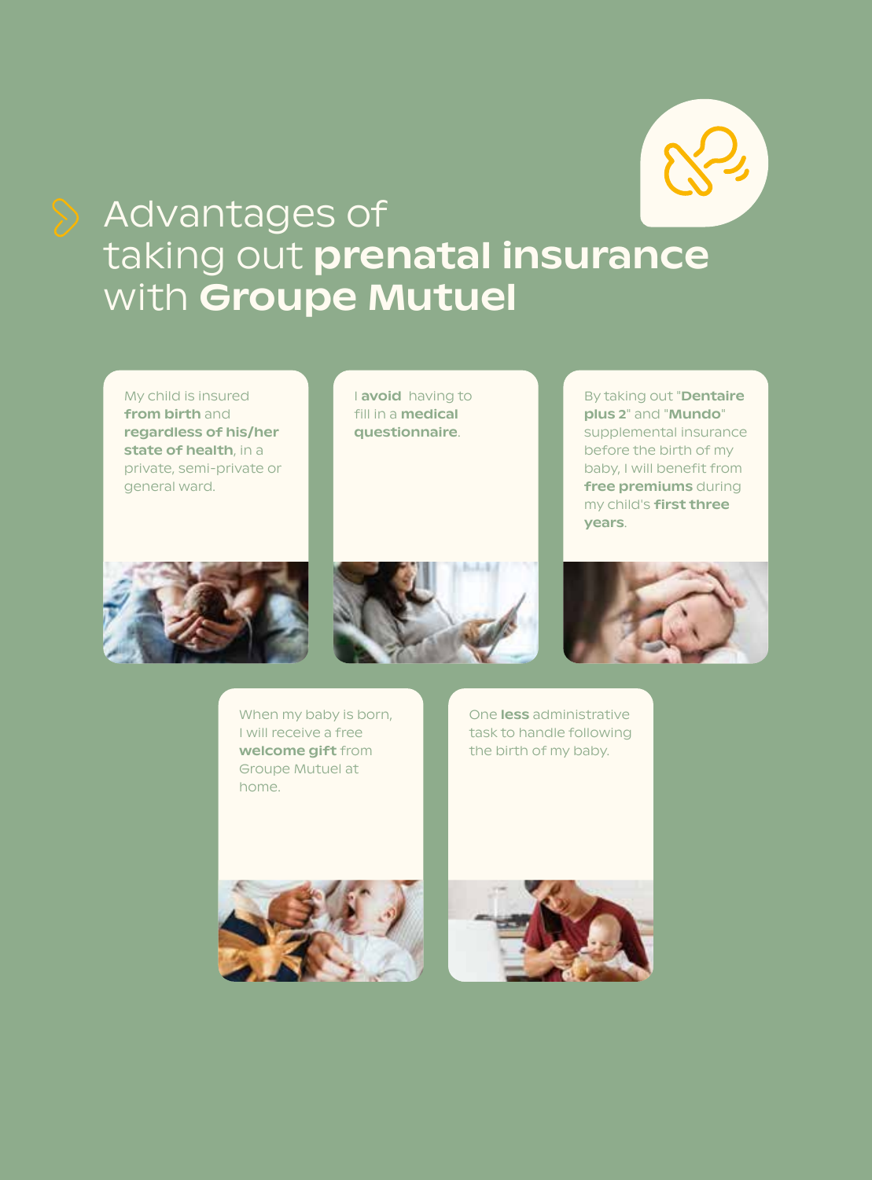# Advantages of taking out **prenatal insurance** with **Groupe Mutuel**

My child is insured **from birth** and **regardless of his/her state of health**, in a private, semi-private or general ward.

I **avoid** having to fill in a **medical questionnaire**.

By taking out "**Dentaire plus 2**" and "**Mundo**" supplemental insurance before the birth of my baby, I will benefit from **free premiums** during my child's **first three years**.

When my baby is born, I will receive a free **welcome gift** from Groupe Mutuel at home.

One **less** administrative task to handle following the birth of my baby.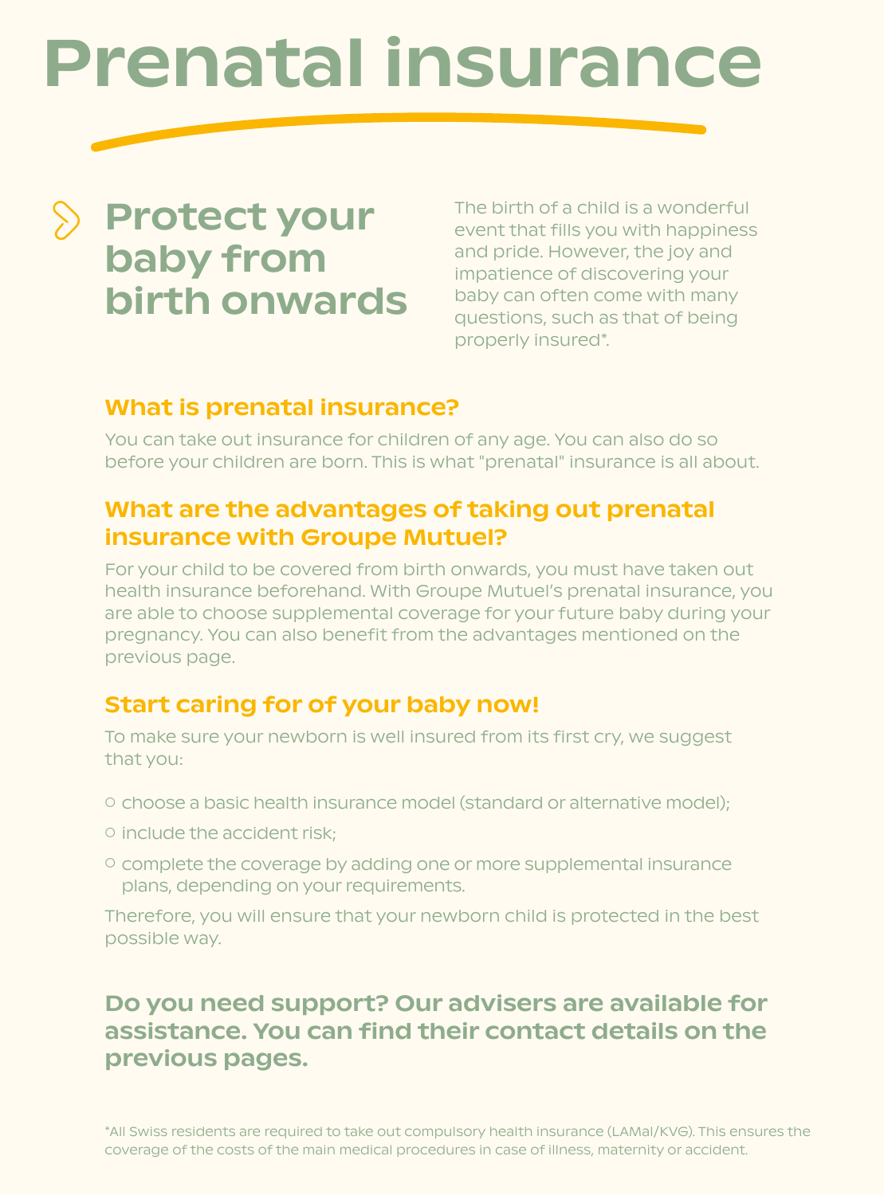# Prenatal insurance

## Protect your baby from birth onwards

The birth of a child is a wonderful event that fills you with happiness and pride. However, the joy and impatience of discovering your baby can often come with many questions, such as that of being properly insured*.

### What is prenatal insurance?

You can take out insurance for children of any age. You can also do so before your children are born. This is what "prenatal" insurance is all about.

### What are the advantages of taking out prenatal insurance with Groupe Mutuel?

For your child to be covered from birth onwards, you must have taken out health insurance beforehand. With Groupe Mutuel's prenatal insurance, you are able to choose supplemental coverage for your future baby during your pregnancy. You can also benefit from the advantages mentioned on the previous page.

### Start caring for of your baby now!

To make sure your newborn is well insured from its first cry, we suggest that you:

- choose a basic health insurance model (standard or alternative model);
- include the accident risk;
- complete the coverage by adding one or more supplemental insurance plans, depending on your requirements.

Therefore, you will ensure that your newborn child is protected in the best possible way.

**Do you need support? Our advisers are available for assistance. You can find their contact details on the previous pages.**

*All Swiss residents are required to take out compulsory health insurance (LAMal/KVG). This ensures the coverage of the costs of the main medical procedures in case of illness, maternity or accident.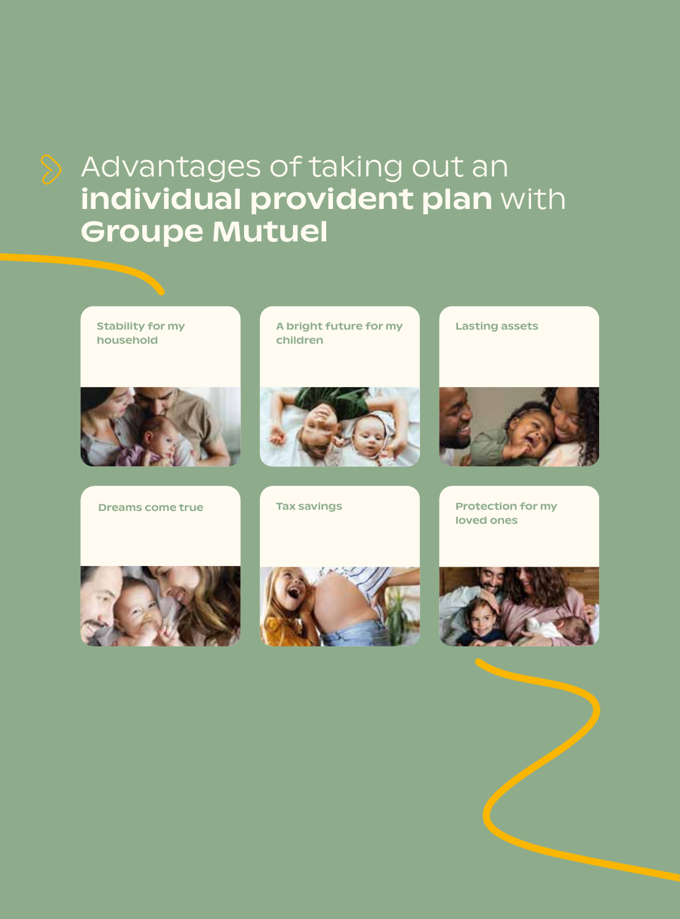# Advantages of taking out an **individual provident plan** with **Groupe Mutuel**

- Stability for my household
- A bright future for my children
- Lasting assets
- Dreams come true
- Tax savings
- Protection for my loved ones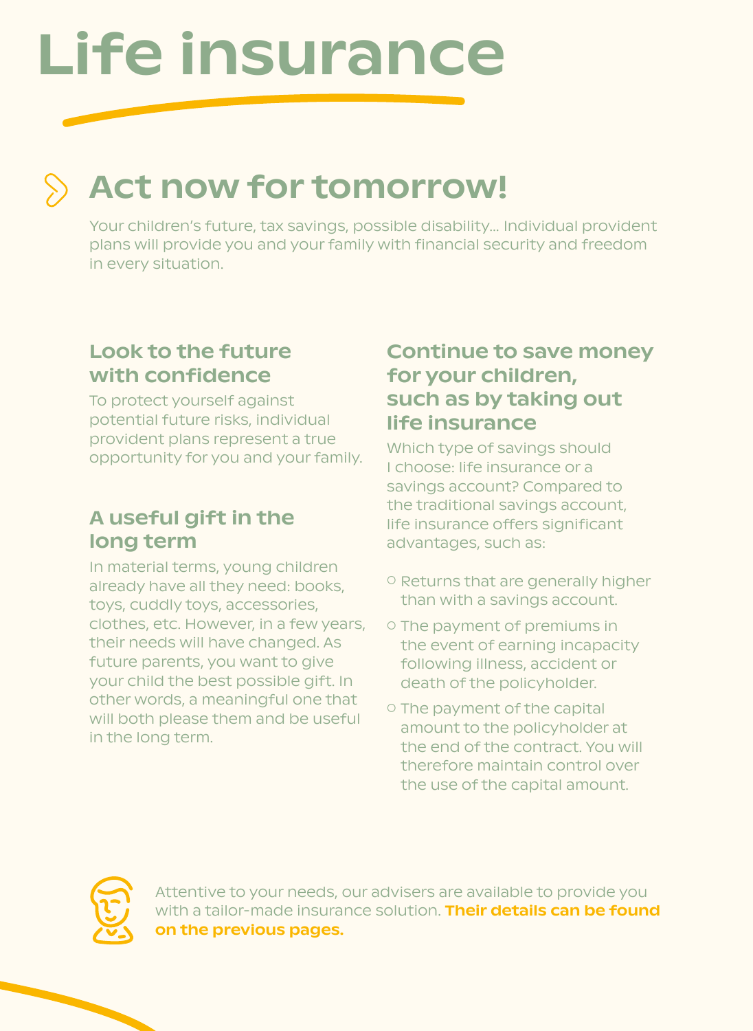# Life insurance

## Act now for tomorrow!

Your children's future, tax savings, possible disability... Individual provident plans will provide you and your family with financial security and freedom in every situation.

### Look to the future with confidence

To protect yourself against potential future risks, individual provident plans represent a true opportunity for you and your family.

### A useful gift in the long term

In material terms, young children already have all they need: books, toys, cuddly toys, accessories, clothes, etc. However, in a few years, their needs will have changed. As future parents, you want to give your child the best possible gift. In other words, a meaningful one that will both please them and be useful in the long term.

### Continue to save money for your children, such as by taking out life insurance

Which type of savings should I choose: life insurance or a savings account? Compared to the traditional savings account, life insurance offers significant advantages, such as:

- Returns that are generally higher than with a savings account.
- The payment of premiums in the event of earning incapacity following illness, accident or death of the policyholder.
- The payment of the capital amount to the policyholder at the end of the contract. You will therefore maintain control over the use of the capital amount.

Attentive to your needs, our advisers are available to provide you with a tailor-made insurance solution. **Their details can be found on the previous pages.**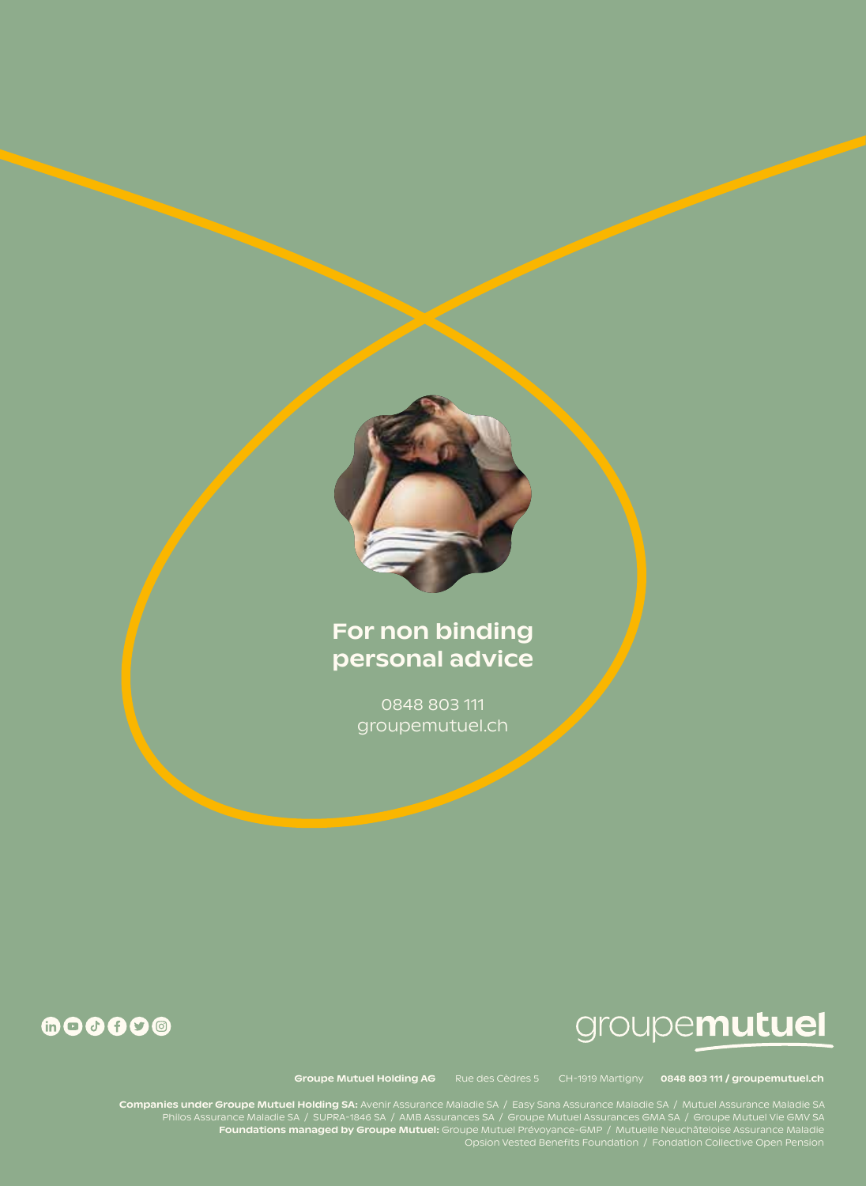## For non binding personal advice

0848 803 111
groupemutuel.ch

groupe**mutuel**

**Groupe Mutuel Holding AG** Rue des Cèdres 5 CH-1919 Martigny **0848 803 111 / groupemutuel.ch**

**Companies under Groupe Mutuel Holding SA:** Avenir Assurance Maladie SA / Easy Sana Assurance Maladie SA / Mutuel Assurance Maladie SA Philos Assurance Maladie SA / SUPRA-1846 SA / AMB Assurances SA / Groupe Mutuel Assurances GMA SA / Groupe Mutuel Vie GMV SA
**Foundations managed by Groupe Mutuel:** Groupe Mutuel Prévoyance-GMP / Mutuelle Neuchâteloise Assurance Maladie Opsion Vested Benefits Foundation / Fondation Collective Open Pension